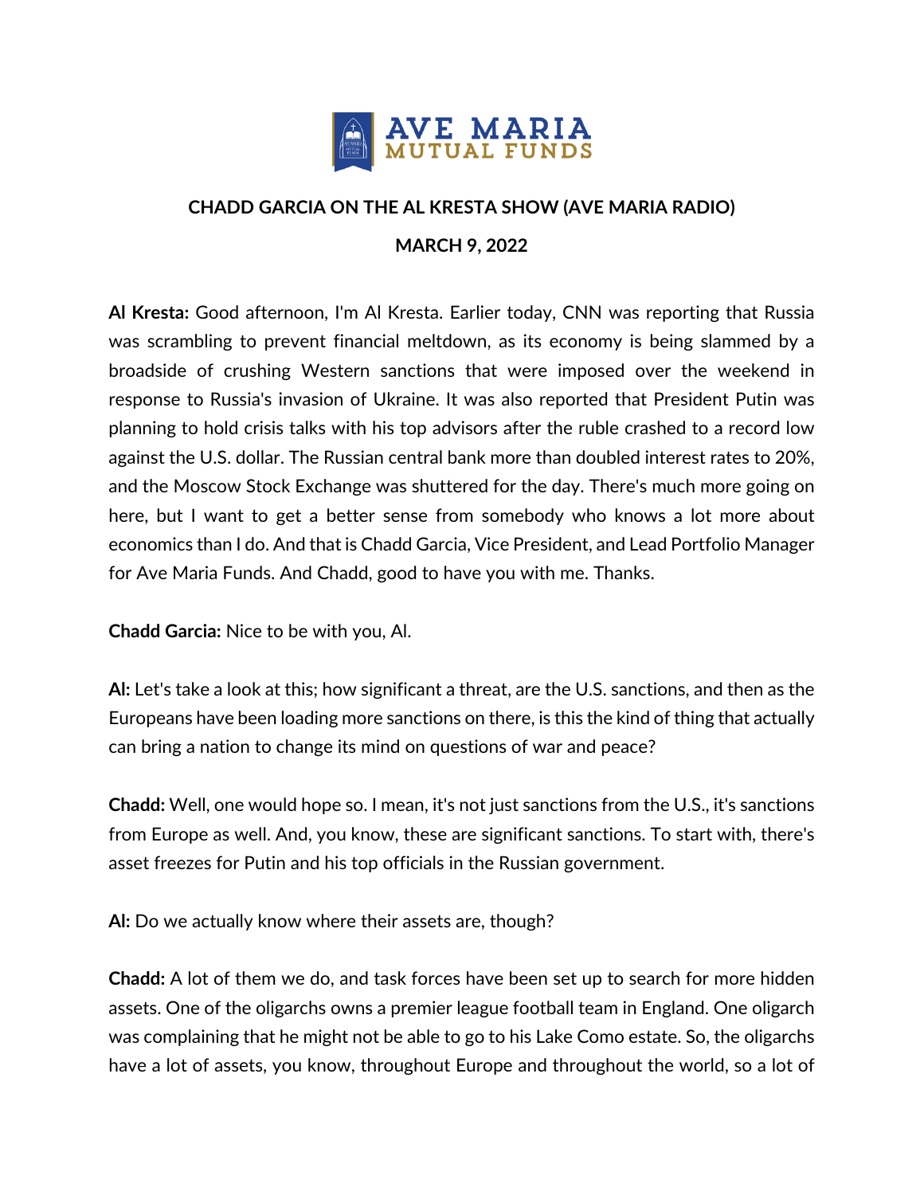AVE MARIA MUTUAL FUNDS

**CHADD GARCIA ON THE AL KRESTA SHOW (AVE MARIA RADIO)**

**MARCH 9, 2022**

**Al Kresta:** Good afternoon, I'm Al Kresta. Earlier today, CNN was reporting that Russia was scrambling to prevent financial meltdown, as its economy is being slammed by a broadside of crushing Western sanctions that were imposed over the weekend in response to Russia's invasion of Ukraine. It was also reported that President Putin was planning to hold crisis talks with his top advisors after the ruble crashed to a record low against the U.S. dollar. The Russian central bank more than doubled interest rates to 20%, and the Moscow Stock Exchange was shuttered for the day. There's much more going on here, but I want to get a better sense from somebody who knows a lot more about economics than I do. And that is Chadd Garcia, Vice President, and Lead Portfolio Manager for Ave Maria Funds. And Chadd, good to have you with me. Thanks.

**Chadd Garcia:** Nice to be with you, Al.

**Al:** Let's take a look at this; how significant a threat, are the U.S. sanctions, and then as the Europeans have been loading more sanctions on there, is this the kind of thing that actually can bring a nation to change its mind on questions of war and peace?

**Chadd:** Well, one would hope so. I mean, it's not just sanctions from the U.S., it's sanctions from Europe as well. And, you know, these are significant sanctions. To start with, there's asset freezes for Putin and his top officials in the Russian government.

**Al:** Do we actually know where their assets are, though?

**Chadd:** A lot of them we do, and task forces have been set up to search for more hidden assets. One of the oligarchs owns a premier league football team in England. One oligarch was complaining that he might not be able to go to his Lake Como estate. So, the oligarchs have a lot of assets, you know, throughout Europe and throughout the world, so a lot of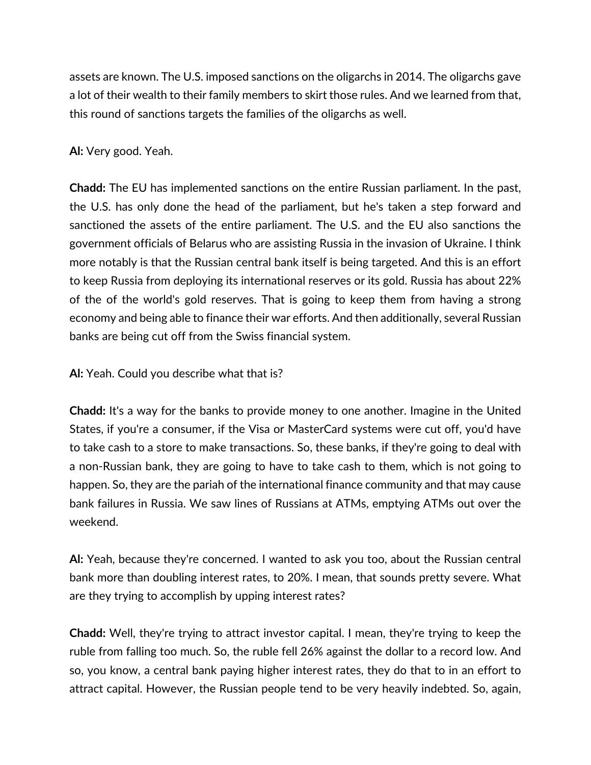assets are known. The U.S. imposed sanctions on the oligarchs in 2014. The oligarchs gave a lot of their wealth to their family members to skirt those rules. And we learned from that, this round of sanctions targets the families of the oligarchs as well.

**Al:** Very good. Yeah.

**Chadd:** The EU has implemented sanctions on the entire Russian parliament. In the past, the U.S. has only done the head of the parliament, but he's taken a step forward and sanctioned the assets of the entire parliament. The U.S. and the EU also sanctions the government officials of Belarus who are assisting Russia in the invasion of Ukraine. I think more notably is that the Russian central bank itself is being targeted. And this is an effort to keep Russia from deploying its international reserves or its gold. Russia has about 22% of the of the world's gold reserves. That is going to keep them from having a strong economy and being able to finance their war efforts. And then additionally, several Russian banks are being cut off from the Swiss financial system.

**Al:** Yeah. Could you describe what that is?

**Chadd:** It's a way for the banks to provide money to one another. Imagine in the United States, if you're a consumer, if the Visa or MasterCard systems were cut off, you'd have to take cash to a store to make transactions. So, these banks, if they're going to deal with a non-Russian bank, they are going to have to take cash to them, which is not going to happen. So, they are the pariah of the international finance community and that may cause bank failures in Russia. We saw lines of Russians at ATMs, emptying ATMs out over the weekend.

**Al:** Yeah, because they're concerned. I wanted to ask you too, about the Russian central bank more than doubling interest rates, to 20%. I mean, that sounds pretty severe. What are they trying to accomplish by upping interest rates?

**Chadd:** Well, they're trying to attract investor capital. I mean, they're trying to keep the ruble from falling too much. So, the ruble fell 26% against the dollar to a record low. And so, you know, a central bank paying higher interest rates, they do that to in an effort to attract capital. However, the Russian people tend to be very heavily indebted. So, again,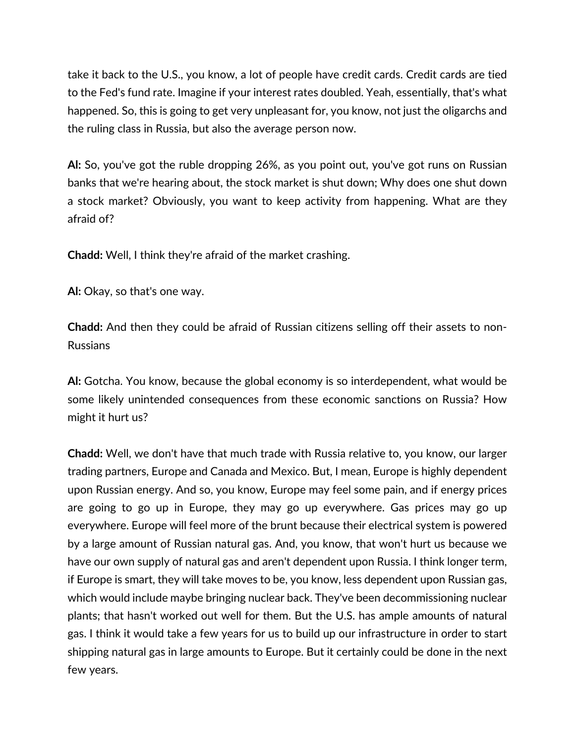take it back to the U.S., you know, a lot of people have credit cards. Credit cards are tied to the Fed's fund rate. Imagine if your interest rates doubled. Yeah, essentially, that's what happened. So, this is going to get very unpleasant for, you know, not just the oligarchs and the ruling class in Russia, but also the average person now.

**Al:** So, you've got the ruble dropping 26%, as you point out, you've got runs on Russian banks that we're hearing about, the stock market is shut down; Why does one shut down a stock market? Obviously, you want to keep activity from happening. What are they afraid of?

**Chadd:** Well, I think they're afraid of the market crashing.

**Al:** Okay, so that's one way.

**Chadd:** And then they could be afraid of Russian citizens selling off their assets to non-Russians

**Al:** Gotcha. You know, because the global economy is so interdependent, what would be some likely unintended consequences from these economic sanctions on Russia? How might it hurt us?

**Chadd:** Well, we don't have that much trade with Russia relative to, you know, our larger trading partners, Europe and Canada and Mexico. But, I mean, Europe is highly dependent upon Russian energy. And so, you know, Europe may feel some pain, and if energy prices are going to go up in Europe, they may go up everywhere. Gas prices may go up everywhere. Europe will feel more of the brunt because their electrical system is powered by a large amount of Russian natural gas. And, you know, that won't hurt us because we have our own supply of natural gas and aren't dependent upon Russia. I think longer term, if Europe is smart, they will take moves to be, you know, less dependent upon Russian gas, which would include maybe bringing nuclear back. They've been decommissioning nuclear plants; that hasn't worked out well for them. But the U.S. has ample amounts of natural gas. I think it would take a few years for us to build up our infrastructure in order to start shipping natural gas in large amounts to Europe. But it certainly could be done in the next few years.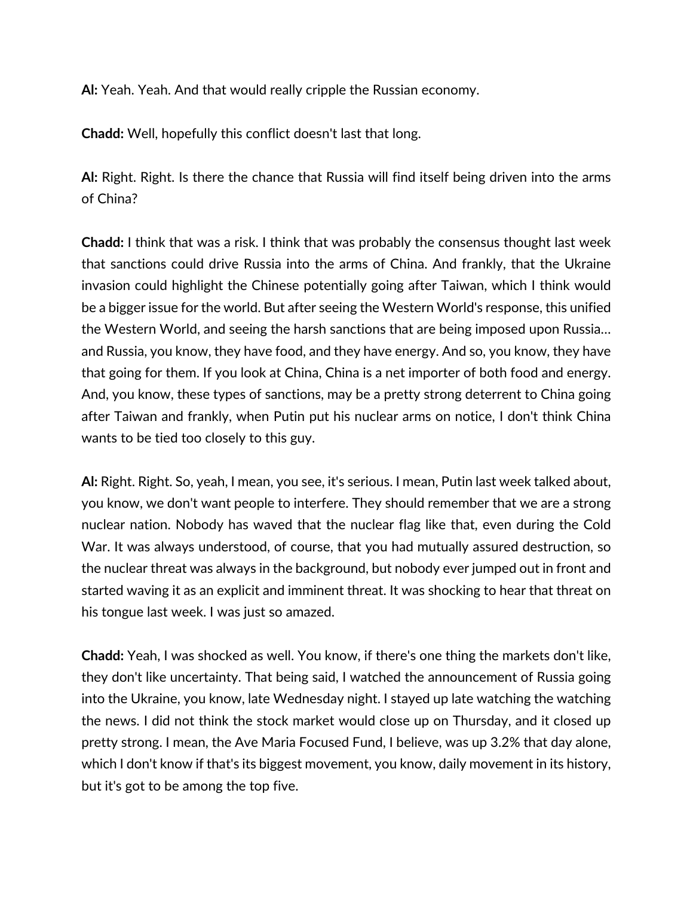**Al:** Yeah. Yeah. And that would really cripple the Russian economy.

**Chadd:** Well, hopefully this conflict doesn't last that long.

**Al:** Right. Right. Is there the chance that Russia will find itself being driven into the arms of China?

**Chadd:** I think that was a risk. I think that was probably the consensus thought last week that sanctions could drive Russia into the arms of China. And frankly, that the Ukraine invasion could highlight the Chinese potentially going after Taiwan, which I think would be a bigger issue for the world. But after seeing the Western World's response, this unified the Western World, and seeing the harsh sanctions that are being imposed upon Russia… and Russia, you know, they have food, and they have energy. And so, you know, they have that going for them. If you look at China, China is a net importer of both food and energy. And, you know, these types of sanctions, may be a pretty strong deterrent to China going after Taiwan and frankly, when Putin put his nuclear arms on notice, I don't think China wants to be tied too closely to this guy.

**Al:** Right. Right. So, yeah, I mean, you see, it's serious. I mean, Putin last week talked about, you know, we don't want people to interfere. They should remember that we are a strong nuclear nation. Nobody has waved that the nuclear flag like that, even during the Cold War. It was always understood, of course, that you had mutually assured destruction, so the nuclear threat was always in the background, but nobody ever jumped out in front and started waving it as an explicit and imminent threat. It was shocking to hear that threat on his tongue last week. I was just so amazed.

**Chadd:** Yeah, I was shocked as well. You know, if there's one thing the markets don't like, they don't like uncertainty. That being said, I watched the announcement of Russia going into the Ukraine, you know, late Wednesday night. I stayed up late watching the watching the news. I did not think the stock market would close up on Thursday, and it closed up pretty strong. I mean, the Ave Maria Focused Fund, I believe, was up 3.2% that day alone, which I don't know if that's its biggest movement, you know, daily movement in its history, but it's got to be among the top five.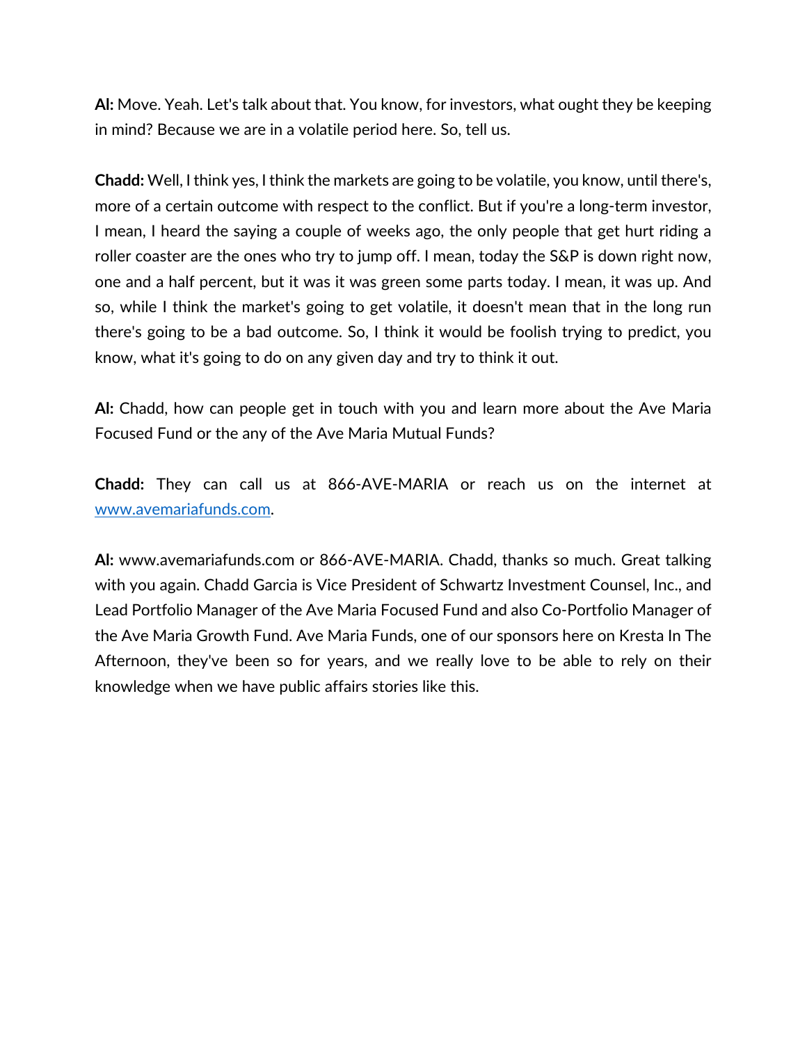**Al:** Move. Yeah. Let's talk about that. You know, for investors, what ought they be keeping in mind? Because we are in a volatile period here. So, tell us.

**Chadd:** Well, I think yes, I think the markets are going to be volatile, you know, until there's, more of a certain outcome with respect to the conflict. But if you're a long-term investor, I mean, I heard the saying a couple of weeks ago, the only people that get hurt riding a roller coaster are the ones who try to jump off. I mean, today the S&P is down right now, one and a half percent, but it was it was green some parts today. I mean, it was up. And so, while I think the market's going to get volatile, it doesn't mean that in the long run there's going to be a bad outcome. So, I think it would be foolish trying to predict, you know, what it's going to do on any given day and try to think it out.

**Al:** Chadd, how can people get in touch with you and learn more about the Ave Maria Focused Fund or the any of the Ave Maria Mutual Funds?

**Chadd:** They can call us at 866-AVE-MARIA or reach us on the internet at [www.avemariafunds.com](http://www.avemariafunds.com).

**Al:** www.avemariafunds.com or 866-AVE-MARIA. Chadd, thanks so much. Great talking with you again. Chadd Garcia is Vice President of Schwartz Investment Counsel, Inc., and Lead Portfolio Manager of the Ave Maria Focused Fund and also Co-Portfolio Manager of the Ave Maria Growth Fund. Ave Maria Funds, one of our sponsors here on Kresta In The Afternoon, they've been so for years, and we really love to be able to rely on their knowledge when we have public affairs stories like this.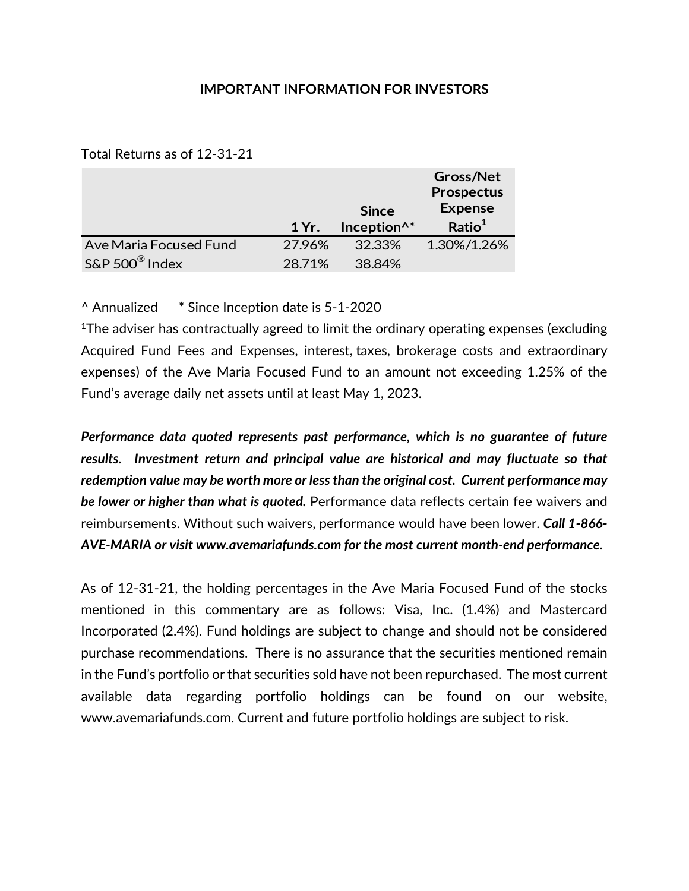**IMPORTANT INFORMATION FOR INVESTORS**

Total Returns as of 12-31-21

| | 1 Yr. | Since Inception^* | Gross/Net Prospectus Expense Ratio[1] |
|---|---|---|---|
| Ave Maria Focused Fund | 27.96% | 32.33% | 1.30%/1.26% |
| S&P 500® Index | 28.71% | 38.84% | |

^ Annualized      * Since Inception date is 5-1-2020

[1]The adviser has contractually agreed to limit the ordinary operating expenses (excluding Acquired Fund Fees and Expenses, interest, taxes, brokerage costs and extraordinary expenses) of the Ave Maria Focused Fund to an amount not exceeding 1.25% of the Fund's average daily net assets until at least May 1, 2023.

***Performance data quoted represents past performance, which is no guarantee of future results. Investment return and principal value are historical and may fluctuate so that redemption value may be worth more or less than the original cost. Current performance may be lower or higher than what is quoted.*** Performance data reflects certain fee waivers and reimbursements. Without such waivers, performance would have been lower. ***Call 1-866-AVE-MARIA or visit www.avemariafunds.com for the most current month-end performance.***

As of 12-31-21, the holding percentages in the Ave Maria Focused Fund of the stocks mentioned in this commentary are as follows: Visa, Inc. (1.4%) and Mastercard Incorporated (2.4%). Fund holdings are subject to change and should not be considered purchase recommendations. There is no assurance that the securities mentioned remain in the Fund's portfolio or that securities sold have not been repurchased. The most current available data regarding portfolio holdings can be found on our website, www.avemariafunds.com. Current and future portfolio holdings are subject to risk.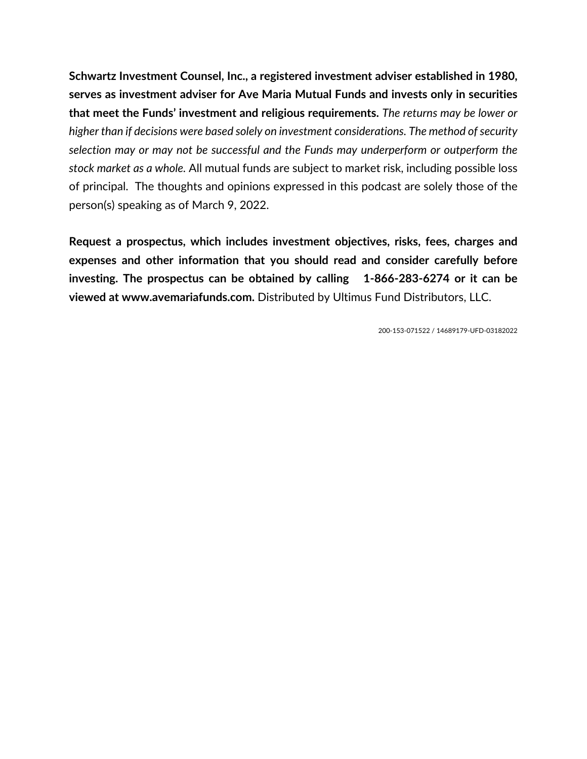**Schwartz Investment Counsel, Inc., a registered investment adviser established in 1980, serves as investment adviser for Ave Maria Mutual Funds and invests only in securities that meet the Funds' investment and religious requirements.** *The returns may be lower or higher than if decisions were based solely on investment considerations. The method of security selection may or may not be successful and the Funds may underperform or outperform the stock market as a whole.* All mutual funds are subject to market risk, including possible loss of principal. The thoughts and opinions expressed in this podcast are solely those of the person(s) speaking as of March 9, 2022.

**Request a prospectus, which includes investment objectives, risks, fees, charges and expenses and other information that you should read and consider carefully before investing. The prospectus can be obtained by calling 1-866-283-6274 or it can be viewed at www.avemariafunds.com.** Distributed by Ultimus Fund Distributors, LLC.

200-153-071522 / 14689179-UFD-03182022